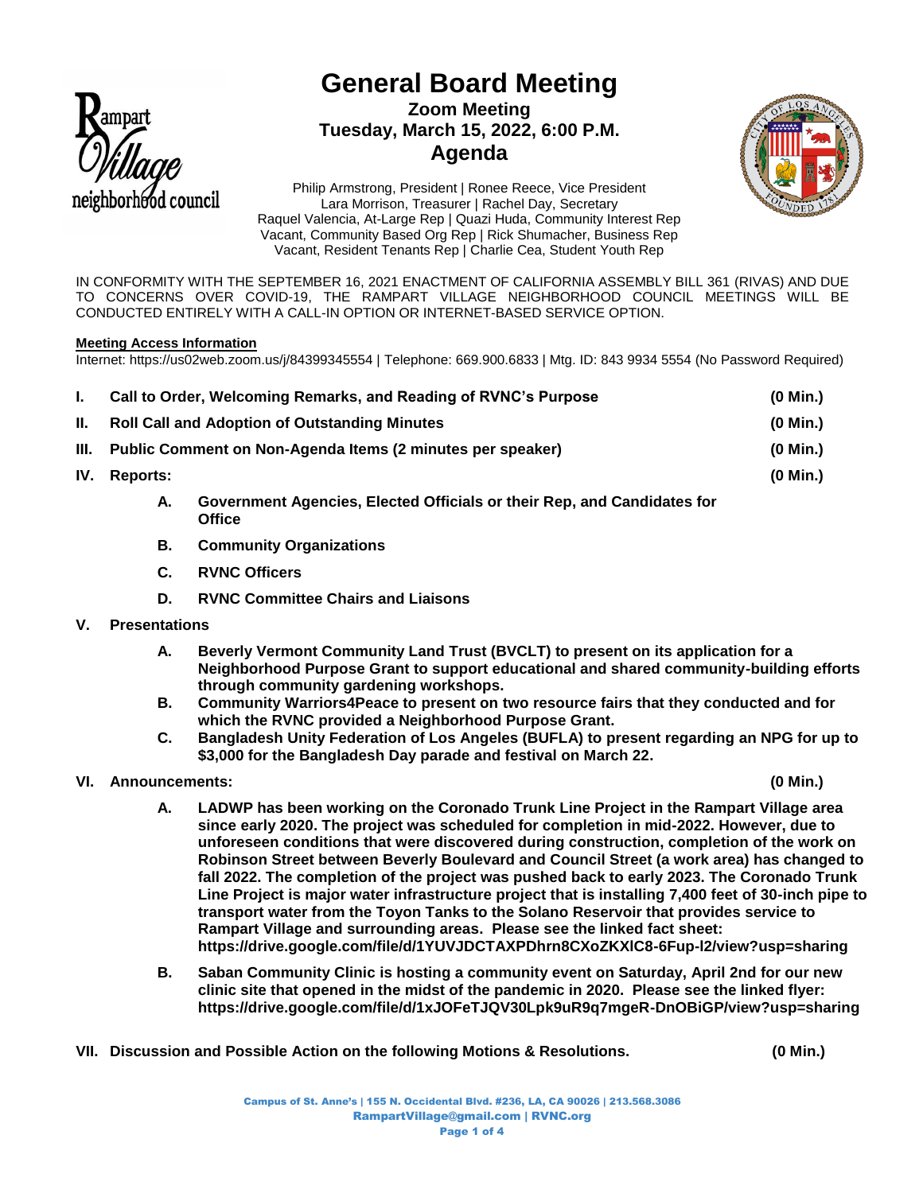# General Board Meeting

**Zoom Meeting**
**Tuesday, March 15, 2022, 6:00 P.M.**
**Agenda**

Philip Armstrong, President | Ronee Reece, Vice President
Lara Morrison, Treasurer | Rachel Day, Secretary
Raquel Valencia, At-Large Rep | Quazi Huda, Community Interest Rep
Vacant, Community Based Org Rep | Rick Shumacher, Business Rep
Vacant, Resident Tenants Rep | Charlie Cea, Student Youth Rep

IN CONFORMITY WITH THE SEPTEMBER 16, 2021 ENACTMENT OF CALIFORNIA ASSEMBLY BILL 361 (RIVAS) AND DUE TO CONCERNS OVER COVID-19, THE RAMPART VILLAGE NEIGHBORHOOD COUNCIL MEETINGS WILL BE CONDUCTED ENTIRELY WITH A CALL-IN OPTION OR INTERNET-BASED SERVICE OPTION.

**Meeting Access Information**

Internet: https://us02web.zoom.us/j/84399345554 | Telephone: 669.900.6833 | Mtg. ID: 843 9934 5554 (No Password Required)

**I. Call to Order, Welcoming Remarks, and Reading of RVNC's Purpose (0 Min.)**

**II. Roll Call and Adoption of Outstanding Minutes (0 Min.)**

**III. Public Comment on Non-Agenda Items (2 minutes per speaker) (0 Min.)**

**IV. Reports: (0 Min.)**

- **A. Government Agencies, Elected Officials or their Rep, and Candidates for Office**
- **B. Community Organizations**
- **C. RVNC Officers**
- **D. RVNC Committee Chairs and Liaisons**

**V. Presentations**

- **A. Beverly Vermont Community Land Trust (BVCLT) to present on its application for a Neighborhood Purpose Grant to support educational and shared community-building efforts through community gardening workshops.**
- **B. Community Warriors4Peace to present on two resource fairs that they conducted and for which the RVNC provided a Neighborhood Purpose Grant.**
- **C. Bangladesh Unity Federation of Los Angeles (BUFLA) to present regarding an NPG for up to $3,000 for the Bangladesh Day parade and festival on March 22.**

**VI. Announcements: (0 Min.)**

- **A. LADWP has been working on the Coronado Trunk Line Project in the Rampart Village area since early 2020. The project was scheduled for completion in mid-2022. However, due to unforeseen conditions that were discovered during construction, completion of the work on Robinson Street between Beverly Boulevard and Council Street (a work area) has changed to fall 2022. The completion of the project was pushed back to early 2023. The Coronado Trunk Line Project is major water infrastructure project that is installing 7,400 feet of 30-inch pipe to transport water from the Toyon Tanks to the Solano Reservoir that provides service to Rampart Village and surrounding areas. Please see the linked fact sheet: https://drive.google.com/file/d/1YUVJDCTAXPDhrn8CXoZKXlC8-6Fup-l2/view?usp=sharing**
- **B. Saban Community Clinic is hosting a community event on Saturday, April 2nd for our new clinic site that opened in the midst of the pandemic in 2020. Please see the linked flyer: https://drive.google.com/file/d/1xJOFeTJQV30Lpk9uR9q7mgeR-DnOBiGP/view?usp=sharing**

**VII. Discussion and Possible Action on the following Motions & Resolutions. (0 Min.)**

Campus of St. Anne's | 155 N. Occidental Blvd. #236, LA, CA 90026 | 213.568.3086
RampartVillage@gmail.com | RVNC.org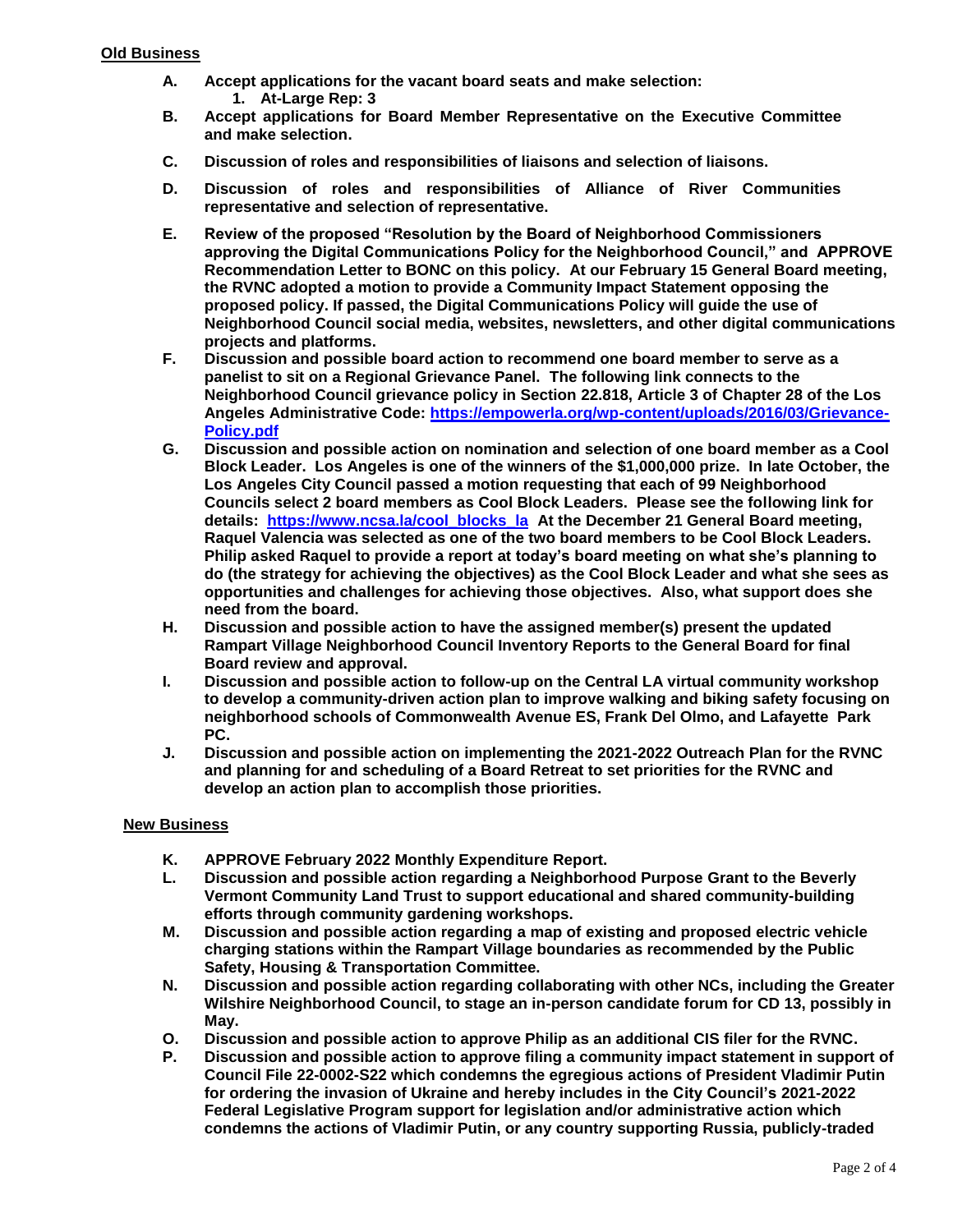## Old Business

**A. Accept applications for the vacant board seats and make selection:**
   **1. At-Large Rep: 3**

**B. Accept applications for Board Member Representative on the Executive Committee and make selection.**

**C. Discussion of roles and responsibilities of liaisons and selection of liaisons.**

**D. Discussion of roles and responsibilities of Alliance of River Communities representative and selection of representative.**

**E. Review of the proposed "Resolution by the Board of Neighborhood Commissioners approving the Digital Communications Policy for the Neighborhood Council," and APPROVE Recommendation Letter to BONC on this policy. At our February 15 General Board meeting, the RVNC adopted a motion to provide a Community Impact Statement opposing the proposed policy. If passed, the Digital Communications Policy will guide the use of Neighborhood Council social media, websites, newsletters, and other digital communications projects and platforms.**

**F. Discussion and possible board action to recommend one board member to serve as a panelist to sit on a Regional Grievance Panel. The following link connects to the Neighborhood Council grievance policy in Section 22.818, Article 3 of Chapter 28 of the Los Angeles Administrative Code: [https://empowerla.org/wp-content/uploads/2016/03/Grievance-Policy.pdf](https://empowerla.org/wp-content/uploads/2016/03/Grievance-Policy.pdf)**

**G. Discussion and possible action on nomination and selection of one board member as a Cool Block Leader. Los Angeles is one of the winners of the $1,000,000 prize. In late October, the Los Angeles City Council passed a motion requesting that each of 99 Neighborhood Councils select 2 board members as Cool Block Leaders. Please see the following link for details: [https://www.ncsa.la/cool_blocks_la](https://www.ncsa.la/cool_blocks_la) At the December 21 General Board meeting, Raquel Valencia was selected as one of the two board members to be Cool Block Leaders. Philip asked Raquel to provide a report at today's board meeting on what she's planning to do (the strategy for achieving the objectives) as the Cool Block Leader and what she sees as opportunities and challenges for achieving those objectives. Also, what support does she need from the board.**

**H. Discussion and possible action to have the assigned member(s) present the updated Rampart Village Neighborhood Council Inventory Reports to the General Board for final Board review and approval.**

**I. Discussion and possible action to follow-up on the Central LA virtual community workshop to develop a community-driven action plan to improve walking and biking safety focusing on neighborhood schools of Commonwealth Avenue ES, Frank Del Olmo, and Lafayette Park PC.**

**J. Discussion and possible action on implementing the 2021-2022 Outreach Plan for the RVNC and planning for and scheduling of a Board Retreat to set priorities for the RVNC and develop an action plan to accomplish those priorities.**

## New Business

**K. APPROVE February 2022 Monthly Expenditure Report.**

**L. Discussion and possible action regarding a Neighborhood Purpose Grant to the Beverly Vermont Community Land Trust to support educational and shared community-building efforts through community gardening workshops.**

**M. Discussion and possible action regarding a map of existing and proposed electric vehicle charging stations within the Rampart Village boundaries as recommended by the Public Safety, Housing & Transportation Committee.**

**N. Discussion and possible action regarding collaborating with other NCs, including the Greater Wilshire Neighborhood Council, to stage an in-person candidate forum for CD 13, possibly in May.**

**O. Discussion and possible action to approve Philip as an additional CIS filer for the RVNC.**

**P. Discussion and possible action to approve filing a community impact statement in support of Council File 22-0002-S22 which condemns the egregious actions of President Vladimir Putin for ordering the invasion of Ukraine and hereby includes in the City Council's 2021-2022 Federal Legislative Program support for legislation and/or administrative action which condemns the actions of Vladimir Putin, or any country supporting Russia, publicly-traded**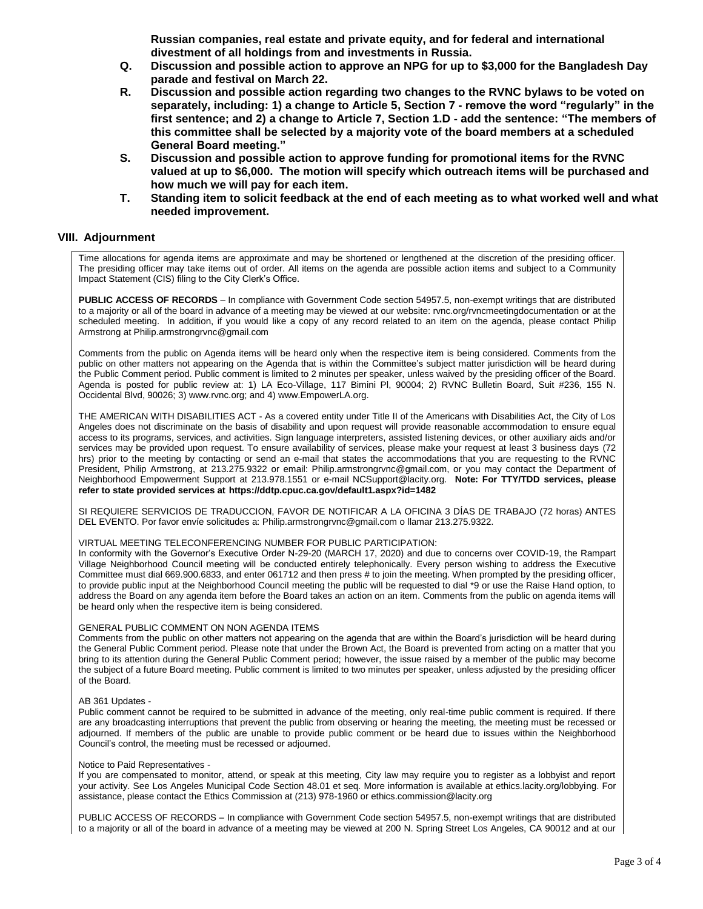**Russian companies, real estate and private equity, and for federal and international divestment of all holdings from and investments in Russia.**

**Q. Discussion and possible action to approve an NPG for up to $3,000 for the Bangladesh Day parade and festival on March 22.**

**R. Discussion and possible action regarding two changes to the RVNC bylaws to be voted on separately, including: 1) a change to Article 5, Section 7 - remove the word "regularly" in the first sentence; and 2) a change to Article 7, Section 1.D - add the sentence: "The members of this committee shall be selected by a majority vote of the board members at a scheduled General Board meeting."**

**S. Discussion and possible action to approve funding for promotional items for the RVNC valued at up to $6,000. The motion will specify which outreach items will be purchased and how much we will pay for each item.**

**T. Standing item to solicit feedback at the end of each meeting as to what worked well and what needed improvement.**

## VIII. Adjournment

Time allocations for agenda items are approximate and may be shortened or lengthened at the discretion of the presiding officer. The presiding officer may take items out of order. All items on the agenda are possible action items and subject to a Community Impact Statement (CIS) filing to the City Clerk's Office.

**PUBLIC ACCESS OF RECORDS** – In compliance with Government Code section 54957.5, non-exempt writings that are distributed to a majority or all of the board in advance of a meeting may be viewed at our website: rvnc.org/rvncmeetingdocumentation or at the scheduled meeting. In addition, if you would like a copy of any record related to an item on the agenda, please contact Philip Armstrong at Philip.armstrongrvnc@gmail.com

Comments from the public on Agenda items will be heard only when the respective item is being considered. Comments from the public on other matters not appearing on the Agenda that is within the Committee's subject matter jurisdiction will be heard during the Public Comment period. Public comment is limited to 2 minutes per speaker, unless waived by the presiding officer of the Board. Agenda is posted for public review at: 1) LA Eco-Village, 117 Bimini Pl, 90004; 2) RVNC Bulletin Board, Suit #236, 155 N. Occidental Blvd, 90026; 3) www.rvnc.org; and 4) www.EmpowerLA.org.

THE AMERICAN WITH DISABILITIES ACT - As a covered entity under Title II of the Americans with Disabilities Act, the City of Los Angeles does not discriminate on the basis of disability and upon request will provide reasonable accommodation to ensure equal access to its programs, services, and activities. Sign language interpreters, assisted listening devices, or other auxiliary aids and/or services may be provided upon request. To ensure availability of services, please make your request at least 3 business days (72 hrs) prior to the meeting by contacting or send an e-mail that states the accommodations that you are requesting to the RVNC President, Philip Armstrong, at 213.275.9322 or email: Philip.armstrongrvnc@gmail.com, or you may contact the Department of Neighborhood Empowerment Support at 213.978.1551 or e-mail NCSupport@lacity.org. **Note: For TTY/TDD services, please refer to state provided services at https://ddtp.cpuc.ca.gov/default1.aspx?id=1482**

SI REQUIERE SERVICIOS DE TRADUCCION, FAVOR DE NOTIFICAR A LA OFICINA 3 DÍAS DE TRABAJO (72 horas) ANTES DEL EVENTO. Por favor envíe solicitudes a: Philip.armstrongrvnc@gmail.com o llamar 213.275.9322.

VIRTUAL MEETING TELECONFERENCING NUMBER FOR PUBLIC PARTICIPATION:
In conformity with the Governor's Executive Order N-29-20 (MARCH 17, 2020) and due to concerns over COVID-19, the Rampart Village Neighborhood Council meeting will be conducted entirely telephonically. Every person wishing to address the Executive Committee must dial 669.900.6833, and enter 061712 and then press # to join the meeting. When prompted by the presiding officer, to provide public input at the Neighborhood Council meeting the public will be requested to dial *9 or use the Raise Hand option, to address the Board on any agenda item before the Board takes an action on an item. Comments from the public on agenda items will be heard only when the respective item is being considered.

GENERAL PUBLIC COMMENT ON NON AGENDA ITEMS
Comments from the public on other matters not appearing on the agenda that are within the Board's jurisdiction will be heard during the General Public Comment period. Please note that under the Brown Act, the Board is prevented from acting on a matter that you bring to its attention during the General Public Comment period; however, the issue raised by a member of the public may become the subject of a future Board meeting. Public comment is limited to two minutes per speaker, unless adjusted by the presiding officer of the Board.

AB 361 Updates -
Public comment cannot be required to be submitted in advance of the meeting, only real-time public comment is required. If there are any broadcasting interruptions that prevent the public from observing or hearing the meeting, the meeting must be recessed or adjourned. If members of the public are unable to provide public comment or be heard due to issues within the Neighborhood Council's control, the meeting must be recessed or adjourned.

Notice to Paid Representatives -
If you are compensated to monitor, attend, or speak at this meeting, City law may require you to register as a lobbyist and report your activity. See Los Angeles Municipal Code Section 48.01 et seq. More information is available at ethics.lacity.org/lobbying. For assistance, please contact the Ethics Commission at (213) 978-1960 or ethics.commission@lacity.org

PUBLIC ACCESS OF RECORDS – In compliance with Government Code section 54957.5, non-exempt writings that are distributed to a majority or all of the board in advance of a meeting may be viewed at 200 N. Spring Street Los Angeles, CA 90012 and at our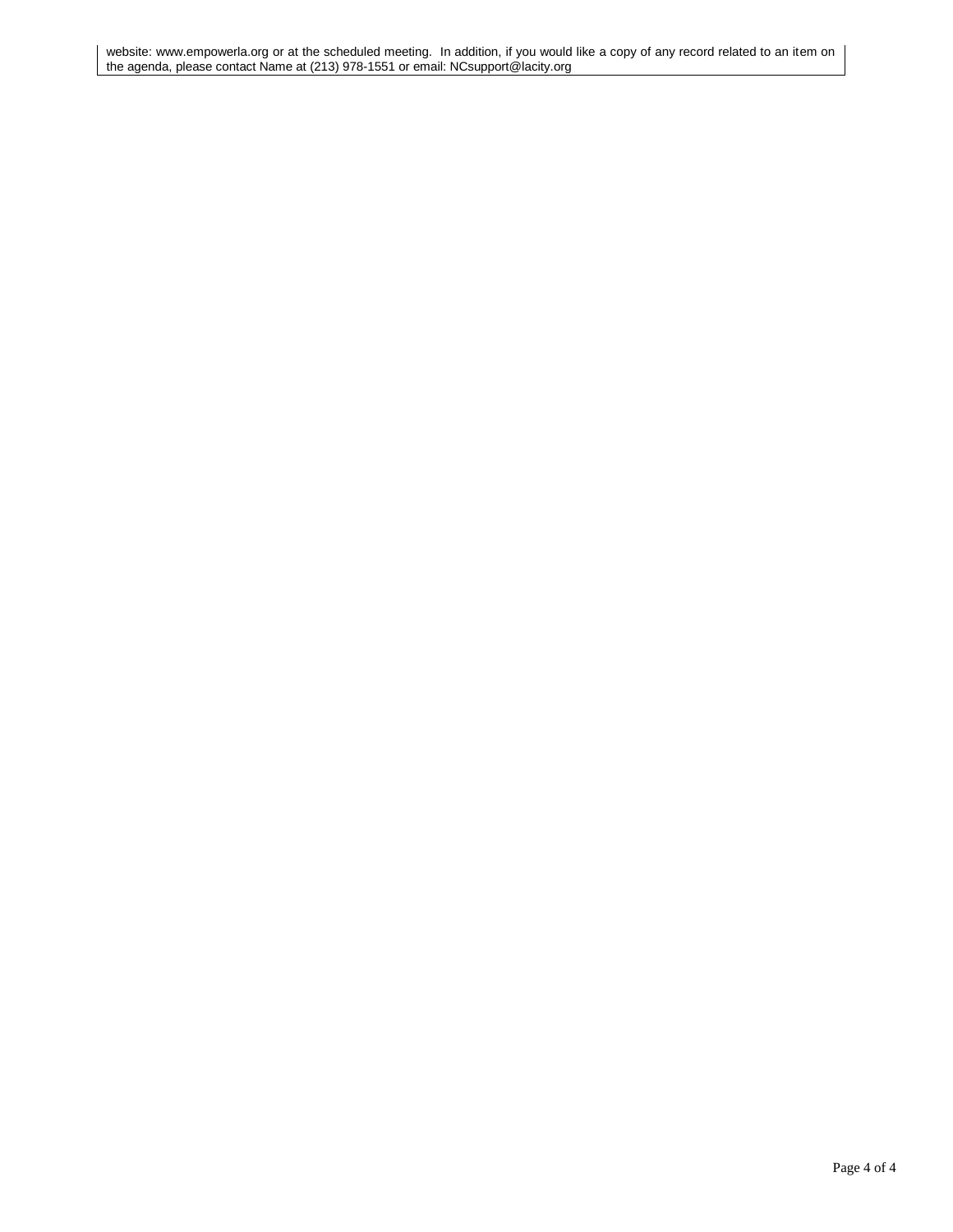website: www.empowerla.org or at the scheduled meeting. In addition, if you would like a copy of any record related to an item on the agenda, please contact Name at (213) 978-1551 or email: NCsupport@lacity.org